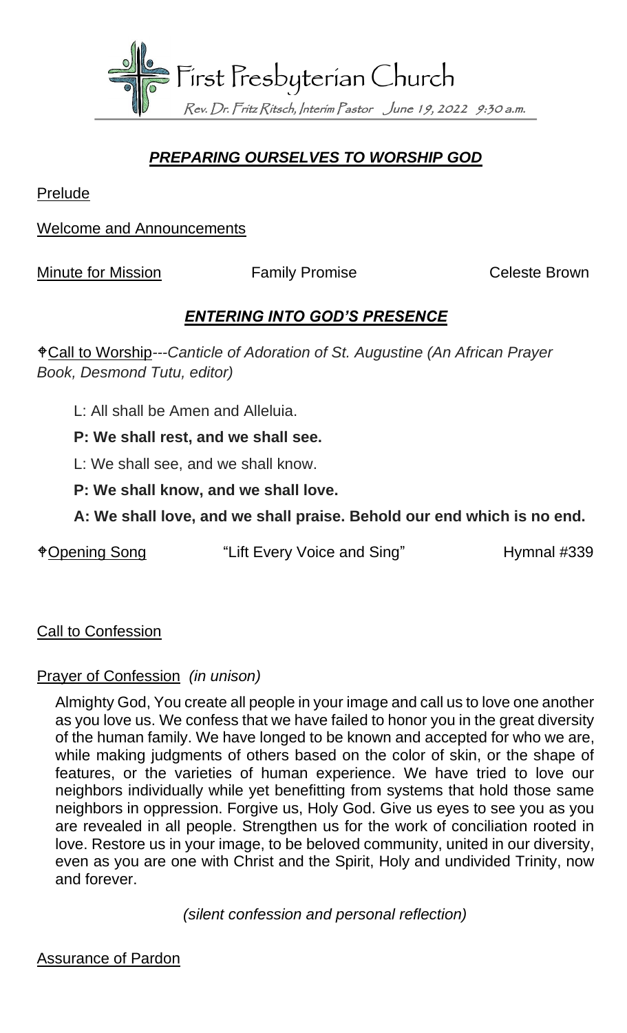# First Presbyterian Church

*Rev. Dr. Fritz Ritsch, Interim Pastor June 19, 2022 9:30 a.m.*

## *PREPARING OURSELVES TO WORSHIP GOD*

Prelude

Welcome and Announcements

Minute for Mission Family Promise Celeste Brown

## *ENTERING INTO GOD'S PRESENCE*

✝Call to Worship---*Canticle of Adoration of St. Augustine (An African Prayer Book, Desmond Tutu, editor)*

L: All shall be Amen and Alleluia.

**P: We shall rest, and we shall see.**

L: We shall see, and we shall know.

**P: We shall know, and we shall love.**

**A: We shall love, and we shall praise. Behold our end which is no end.**

✝Opening Song "Lift Every Voice and Sing" Hymnal #339

Call to Confession

Prayer of Confession *(in unison)*

Almighty God, You create all people in your image and call us to love one another as you love us. We confess that we have failed to honor you in the great diversity of the human family. We have longed to be known and accepted for who we are, while making judgments of others based on the color of skin, or the shape of features, or the varieties of human experience. We have tried to love our neighbors individually while yet benefitting from systems that hold those same neighbors in oppression. Forgive us, Holy God. Give us eyes to see you as you are revealed in all people. Strengthen us for the work of conciliation rooted in love. Restore us in your image, to be beloved community, united in our diversity, even as you are one with Christ and the Spirit, Holy and undivided Trinity, now and forever.

*(silent confession and personal reflection)*

Assurance of Pardon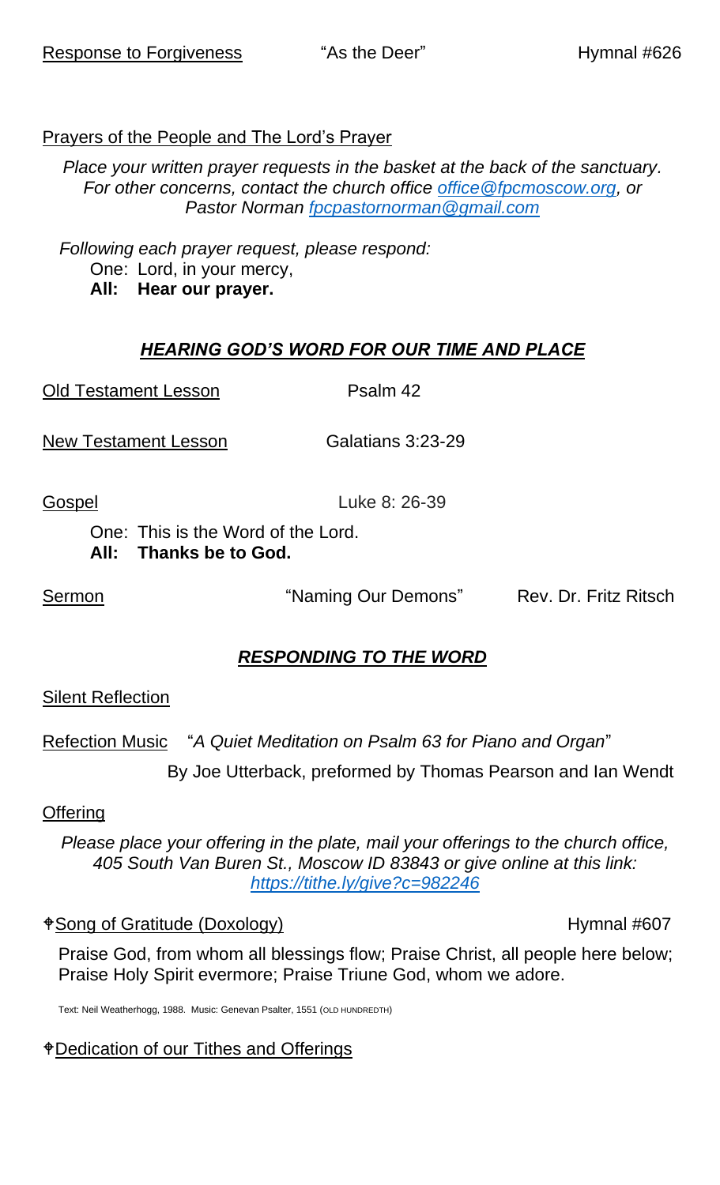Response to Forgiveness "As the Deer" Hymnal #626

Prayers of the People and The Lord's Prayer

*Place your written prayer requests in the basket at the back of the sanctuary. For other concerns, contact the church office [office@fpcmoscow.org](mailto:office@fpcmoscow.org), or Pastor Norman [fpcpastornorman@gmail.com](mailto:fpcpastornorman@gmail.com)*

*Following each prayer request, please respond:*
One: Lord, in your mercy,
**All: Hear our prayer.**

## ***HEARING GOD'S WORD FOR OUR TIME AND PLACE***

Old Testament Lesson Psalm 42

New Testament Lesson Galatians 3:23-29

Gospel Luke 8: 26-39

One: This is the Word of the Lord.
**All: Thanks be to God.**

Sermon "Naming Our Demons" Rev. Dr. Fritz Ritsch

## ***RESPONDING TO THE WORD***

Silent Reflection

Refection Music "*A Quiet Meditation on Psalm 63 for Piano and Organ*"
By Joe Utterback, preformed by Thomas Pearson and Ian Wendt

Offering

*Please place your offering in the plate, mail your offerings to the church office, 405 South Van Buren St., Moscow ID 83843 or give online at this link: [https://tithe.ly/give?c=982246](https://tithe.ly/give?c=982246)*

✟Song of Gratitude (Doxology) Hymnal #607

Praise God, from whom all blessings flow; Praise Christ, all people here below; Praise Holy Spirit evermore; Praise Triune God, whom we adore.

Text: Neil Weatherhogg, 1988. Music: Genevan Psalter, 1551 (OLD HUNDREDTH)

✟Dedication of our Tithes and Offerings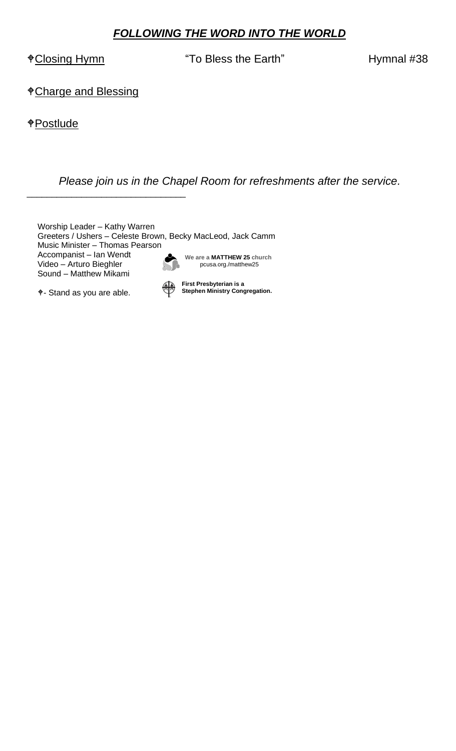## *FOLLOWING THE WORD INTO THE WORLD*

⌖Closing Hymn "To Bless the Earth" Hymnal #38

⌖Charge and Blessing

⌖Postlude

*Please join us in the Chapel Room for refreshments after the service.*

---

Worship Leader – Kathy Warren
Greeters / Ushers – Celeste Brown, Becky MacLeod, Jack Camm
Music Minister – Thomas Pearson
Accompanist – Ian Wendt
Video – Arturo Bieghler
Sound – Matthew Mikami

⌖- Stand as you are able.

We are a **MATTHEW 25** church
pcusa.org./matthew25

**First Presbyterian is a Stephen Ministry Congregation.**